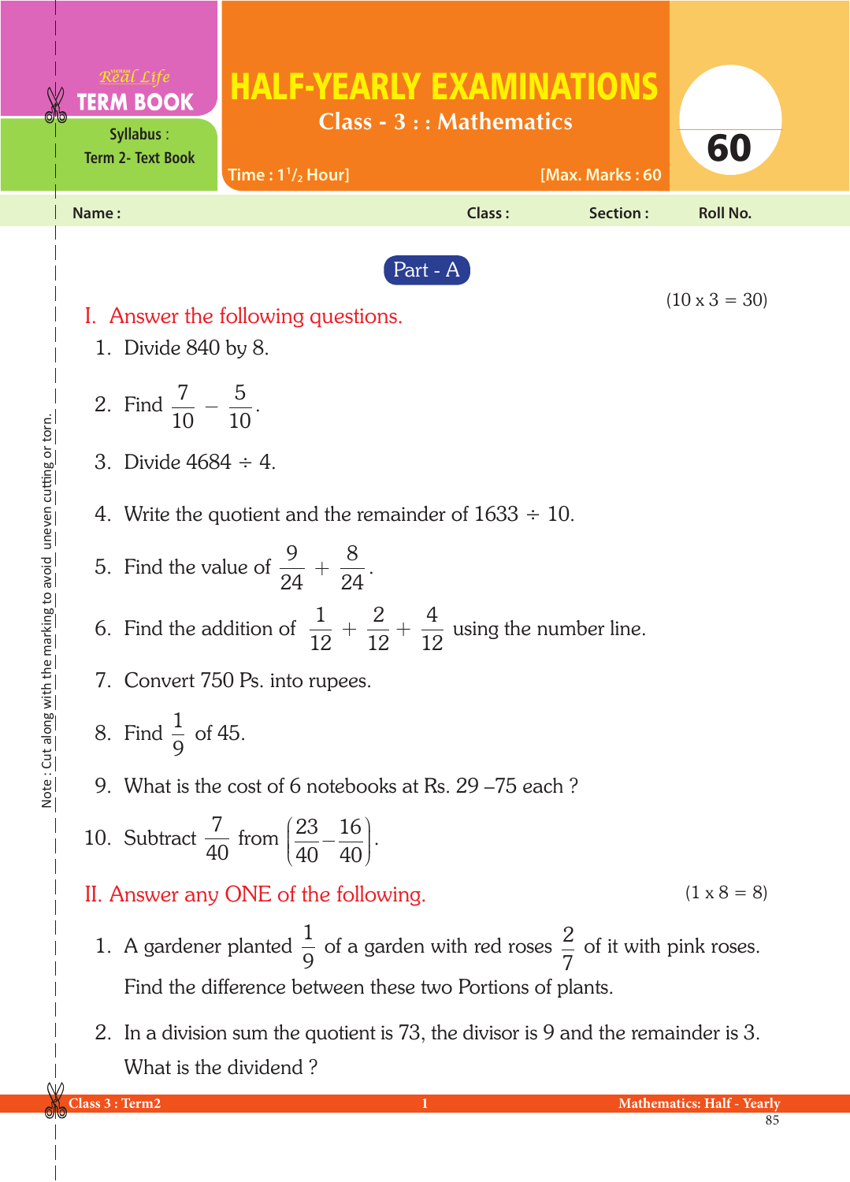Real Life **TERM BOOK**

Syllabus : Term 2- Text Book

# HALF-YEARLY EXAMINATIONS

## Class - 3 : : Mathematics

Time : $1^1/_2$ Hour] [Max. Marks : 60

60

Name : Class : Section : Roll No.

Note : Cut along with the marking to avoid uneven cutting or torn.

## Part - A

(10 x 3 = 30)

### I. Answer the following questions.

1. Divide 840 by 8.
2. Find $\frac{7}{10} - \frac{5}{10}$.
3. Divide 4684 ÷ 4.
4. Write the quotient and the remainder of 1633 ÷ 10.
5. Find the value of $\frac{9}{24} + \frac{8}{24}$.
6. Find the addition of $\frac{1}{12} + \frac{2}{12} + \frac{4}{12}$ using the number line.
7. Convert 750 Ps. into rupees.
8. Find $\frac{1}{9}$ of 45.
9. What is the cost of 6 notebooks at Rs. 29 –75 each ?
10. Subtract $\frac{7}{40}$ from $\left(\frac{23}{40} - \frac{16}{40}\right)$.

### II. Answer any ONE of the following.

(1 x 8 = 8)

1. A gardener planted $\frac{1}{9}$ of a garden with red roses $\frac{2}{7}$ of it with pink roses. Find the difference between these two Portions of plants.
2. In a division sum the quotient is 73, the divisor is 9 and the remainder is 3. What is the dividend ?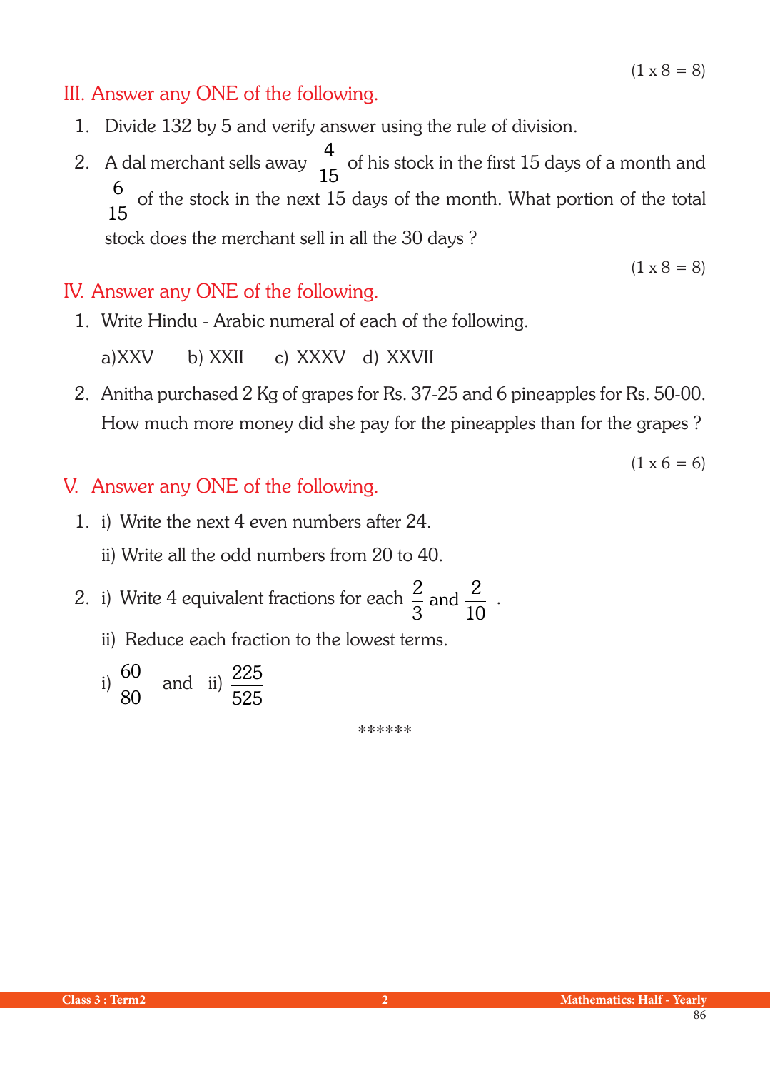(1 x 8 = 8)

## III. Answer any ONE of the following.

1. Divide 132 by 5 and verify answer using the rule of division.
2. A dal merchant sells away $\frac{4}{15}$ of his stock in the first 15 days of a month and $\frac{6}{15}$ of the stock in the next 15 days of the month. What portion of the total stock does the merchant sell in all the 30 days ?

(1 x 8 = 8)

## IV. Answer any ONE of the following.

1. Write Hindu - Arabic numeral of each of the following.

   a)XXV  b) XXII  c) XXXV  d) XXVII

2. Anitha purchased 2 Kg of grapes for Rs. 37-25 and 6 pineapples for Rs. 50-00. How much more money did she pay for the pineapples than for the grapes ?

(1 x 6 = 6)

## V. Answer any ONE of the following.

1. i) Write the next 4 even numbers after 24.

   ii) Write all the odd numbers from 20 to 40.

2. i) Write 4 equivalent fractions for each $\frac{2}{3}$ and $\frac{2}{10}$ .

   ii) Reduce each fraction to the lowest terms.

   i) $\frac{60}{80}$ and ii) $\frac{225}{525}$

******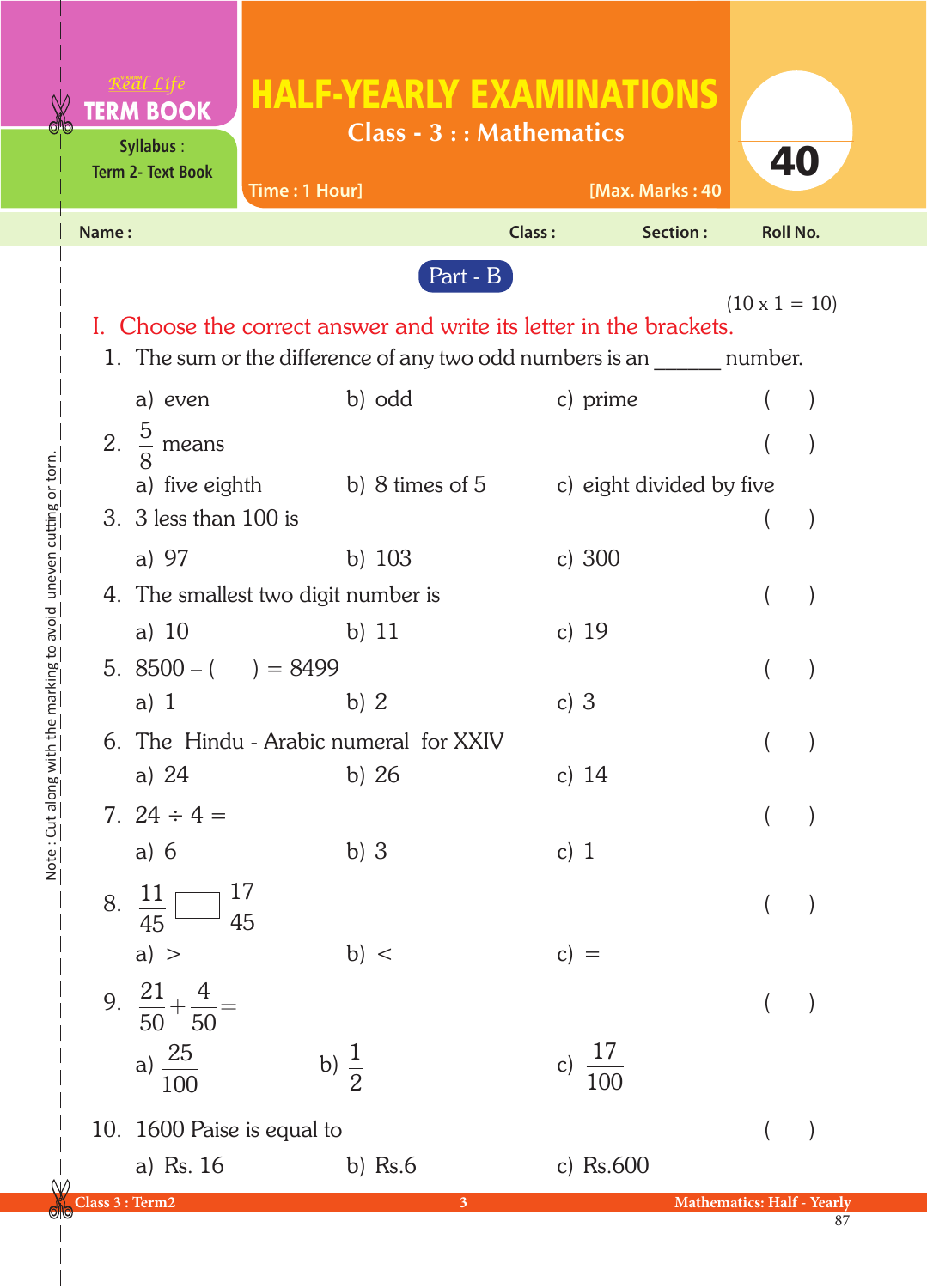Real Life **TERM BOOK**

Syllabus : Term 2- Text Book

# HALF-YEARLY EXAMINATIONS

## Class - 3 : : Mathematics

Time : 1 Hour] [Max. Marks : 40

40

Name : Class : Section : Roll No.

### Part - B

(10 x 1 = 10)

**I. Choose the correct answer and write its letter in the brackets.**

1. The sum or the difference of any two odd numbers is an ______ number. ( )

   a) even b) odd c) prime

2. $\frac{5}{8}$ means ( )

   a) five eighth b) 8 times of 5 c) eight divided by five

3. 3 less than 100 is ( )

   a) 97 b) 103 c) 300

4. The smallest two digit number is ( )

   a) 10 b) 11 c) 19

5. 8500 – ( ) = 8499 ( )

   a) 1 b) 2 c) 3

6. The Hindu - Arabic numeral for XXIV ( )

   a) 24 b) 26 c) 14

7. $24 \div 4 =$ ( )

   a) 6 b) 3 c) 1

8. $\frac{11}{45}$ ☐ $\frac{17}{45}$ ( )

   a) > b) < c) =

9. $\frac{21}{50} + \frac{4}{50} =$ ( )

   a) $\frac{25}{100}$ b) $\frac{1}{2}$ c) $\frac{17}{100}$

10. 1600 Paise is equal to ( )

    a) Rs. 16 b) Rs.6 c) Rs.600

Note : Cut along with the marking to avoid uneven cutting or torn.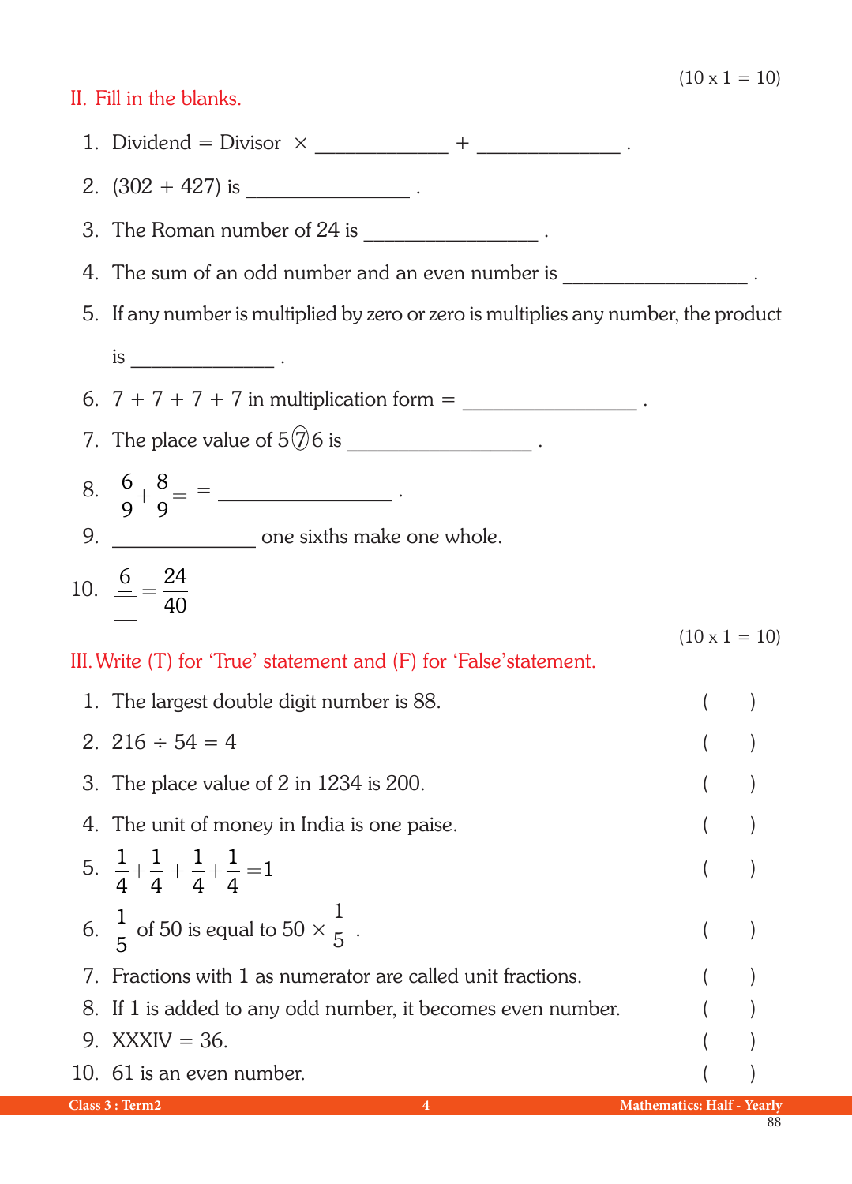(10 x 1 = 10)

## II. Fill in the blanks.

1. Dividend = Divisor × ____________ + _____________ .
2. (302 + 427) is _______________ .
3. The Roman number of 24 is ________________ .
4. The sum of an odd number and an even number is _________________ .
5. If any number is multiplied by zero or zero is multiplies any number, the product is _____________ .
6. 7 + 7 + 7 + 7 in multiplication form = ________________ .
7. The place value of 5⑦6 is _________________ .
8. $\frac{6}{9}+\frac{8}{9}=$ = ________________ .
9. _____________ one sixths make one whole.
10. $\frac{6}{\square}=\frac{24}{40}$

(10 x 1 = 10)

## III. Write (T) for 'True' statement and (F) for 'False' statement.

1. The largest double digit number is 88. ( )
2. 216 ÷ 54 = 4 ( )
3. The place value of 2 in 1234 is 200. ( )
4. The unit of money in India is one paise. ( )
5. $\frac{1}{4}+\frac{1}{4}+\frac{1}{4}+\frac{1}{4}=1$ ( )
6. $\frac{1}{5}$ of 50 is equal to $50 \times \frac{1}{5}$ . ( )
7. Fractions with 1 as numerator are called unit fractions. ( )
8. If 1 is added to any odd number, it becomes even number. ( )
9. XXXIV = 36. ( )
10. 61 is an even number. ( )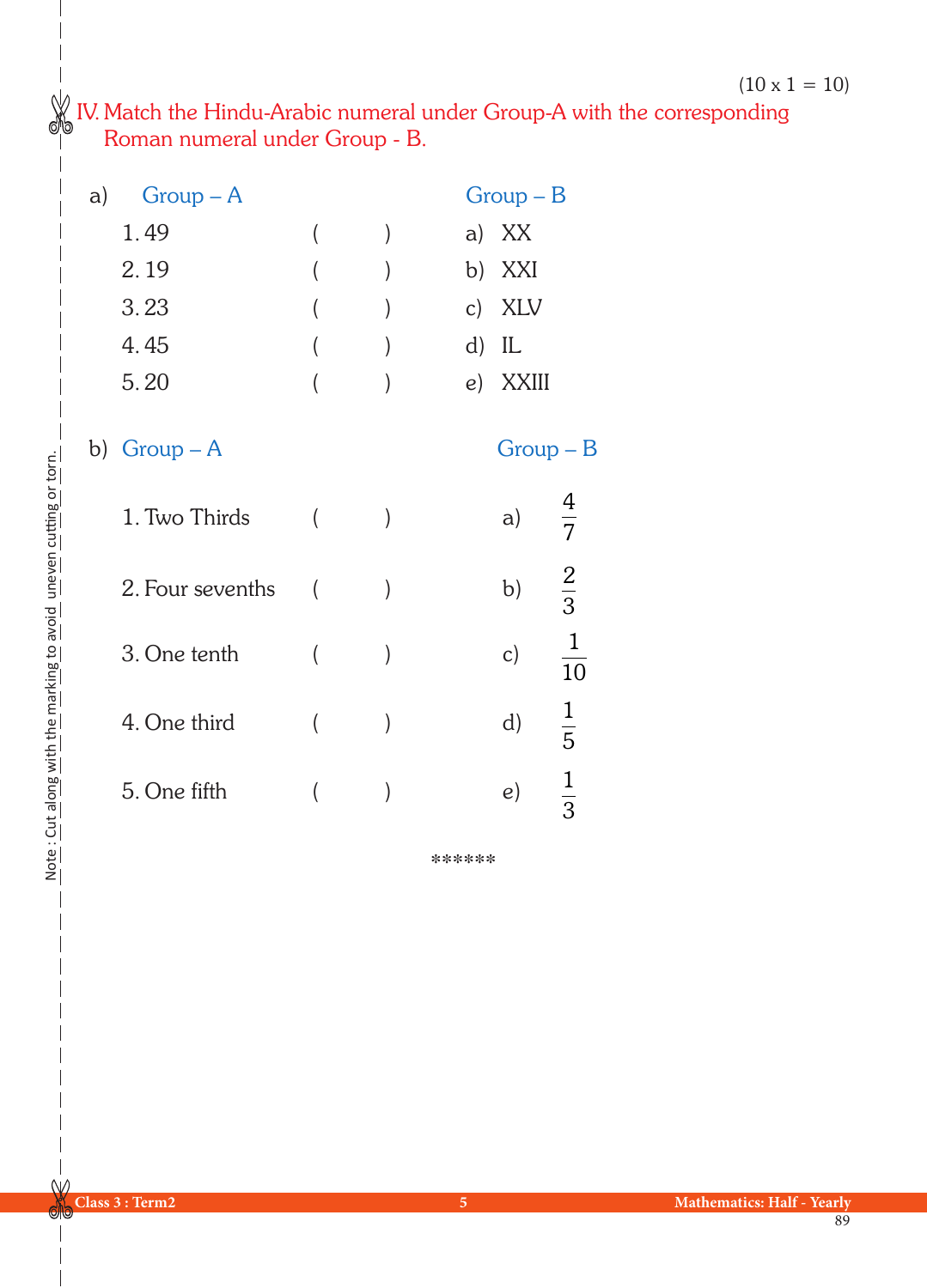(10 x 1 = 10)

IV. Match the Hindu-Arabic numeral under Group-A with the corresponding Roman numeral under Group - B.

a)

| Group – A | | Group – B |
|---|---|---|
| 1. 49 | (     ) | a) XX |
| 2. 19 | (     ) | b) XXI |
| 3. 23 | (     ) | c) XLV |
| 4. 45 | (     ) | d) IL |
| 5. 20 | (     ) | e) XXIII |

b)

| Group – A | | Group – B |
|---|---|---|
| 1. Two Thirds | (     ) | a) $\frac{4}{7}$ |
| 2. Four sevenths | (     ) | b) $\frac{2}{3}$ |
| 3. One tenth | (     ) | c) $\frac{1}{10}$ |
| 4. One third | (     ) | d) $\frac{1}{5}$ |
| 5. One fifth | (     ) | e) $\frac{1}{3}$ |

******

Note : Cut along with the marking to avoid uneven cutting or torn.